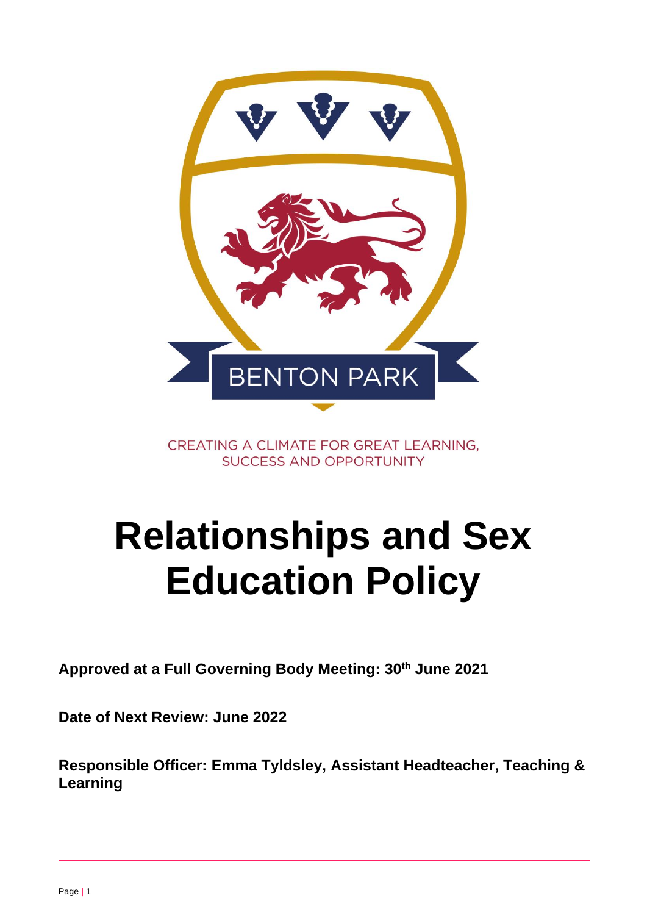BENTON PARK

CREATING A CLIMATE FOR GREAT LEARNING, SUCCESS AND OPPORTUNITY

# Relationships and Sex Education Policy

**Approved at a Full Governing Body Meeting: 30th June 2021**

**Date of Next Review: June 2022**

**Responsible Officer: Emma Tyldsley, Assistant Headteacher, Teaching & Learning**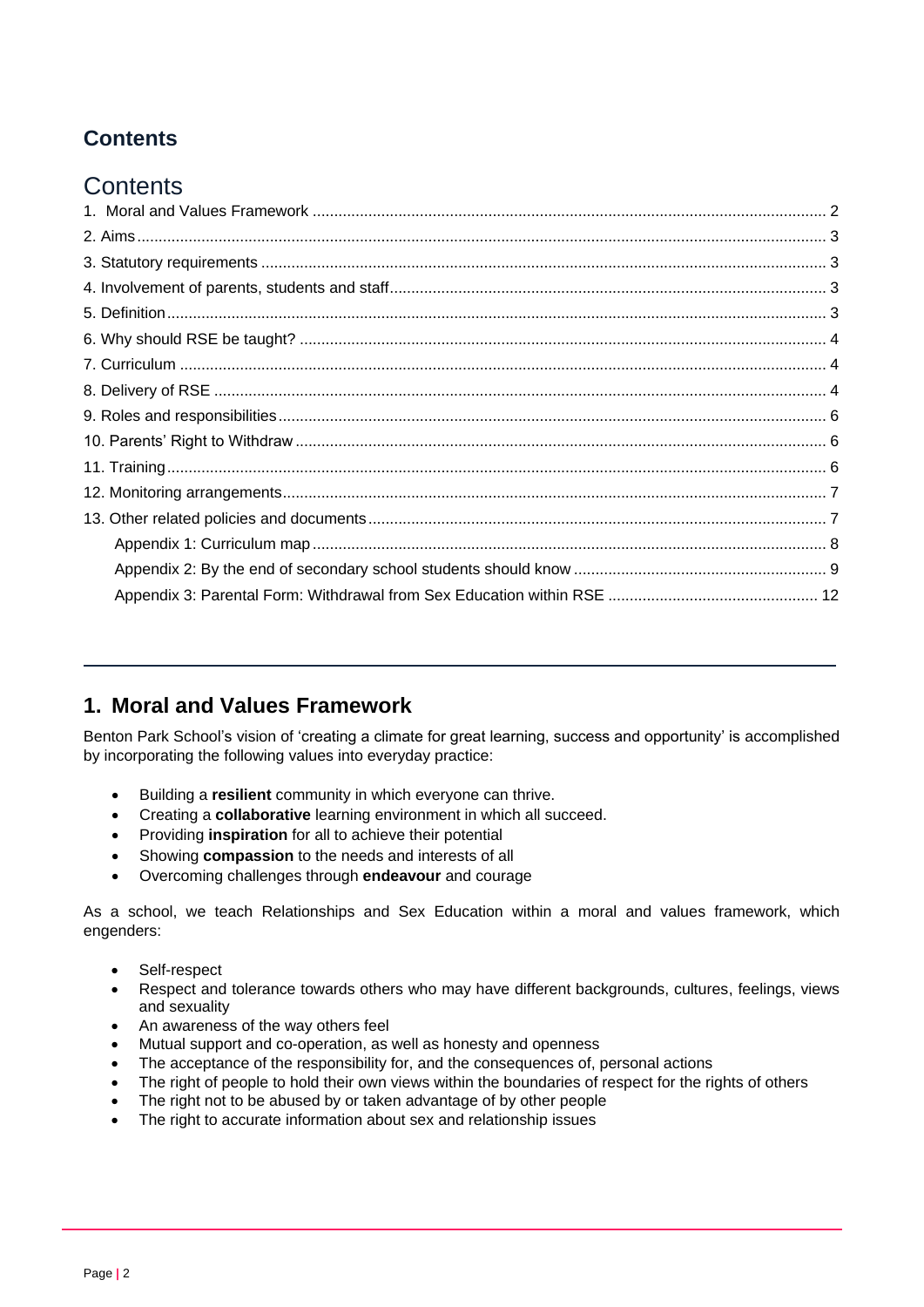## Contents

# Contents

1. Moral and Values Framework ... 2
2. Aims ... 3
3. Statutory requirements ... 3
4. Involvement of parents, students and staff ... 3
5. Definition ... 3
6. Why should RSE be taught? ... 4
7. Curriculum ... 4
8. Delivery of RSE ... 4
9. Roles and responsibilities ... 6
10. Parents' Right to Withdraw ... 6
11. Training ... 6
12. Monitoring arrangements ... 7
13. Other related policies and documents ... 7
    - Appendix 1: Curriculum map ... 8
    - Appendix 2: By the end of secondary school students should know ... 9
    - Appendix 3: Parental Form: Withdrawal from Sex Education within RSE ... 12

---

## 1. Moral and Values Framework

Benton Park School's vision of 'creating a climate for great learning, success and opportunity' is accomplished by incorporating the following values into everyday practice:

- Building a **resilient** community in which everyone can thrive.
- Creating a **collaborative** learning environment in which all succeed.
- Providing **inspiration** for all to achieve their potential
- Showing **compassion** to the needs and interests of all
- Overcoming challenges through **endeavour** and courage

As a school, we teach Relationships and Sex Education within a moral and values framework, which engenders:

- Self-respect
- Respect and tolerance towards others who may have different backgrounds, cultures, feelings, views and sexuality
- An awareness of the way others feel
- Mutual support and co-operation, as well as honesty and openness
- The acceptance of the responsibility for, and the consequences of, personal actions
- The right of people to hold their own views within the boundaries of respect for the rights of others
- The right not to be abused by or taken advantage of by other people
- The right to accurate information about sex and relationship issues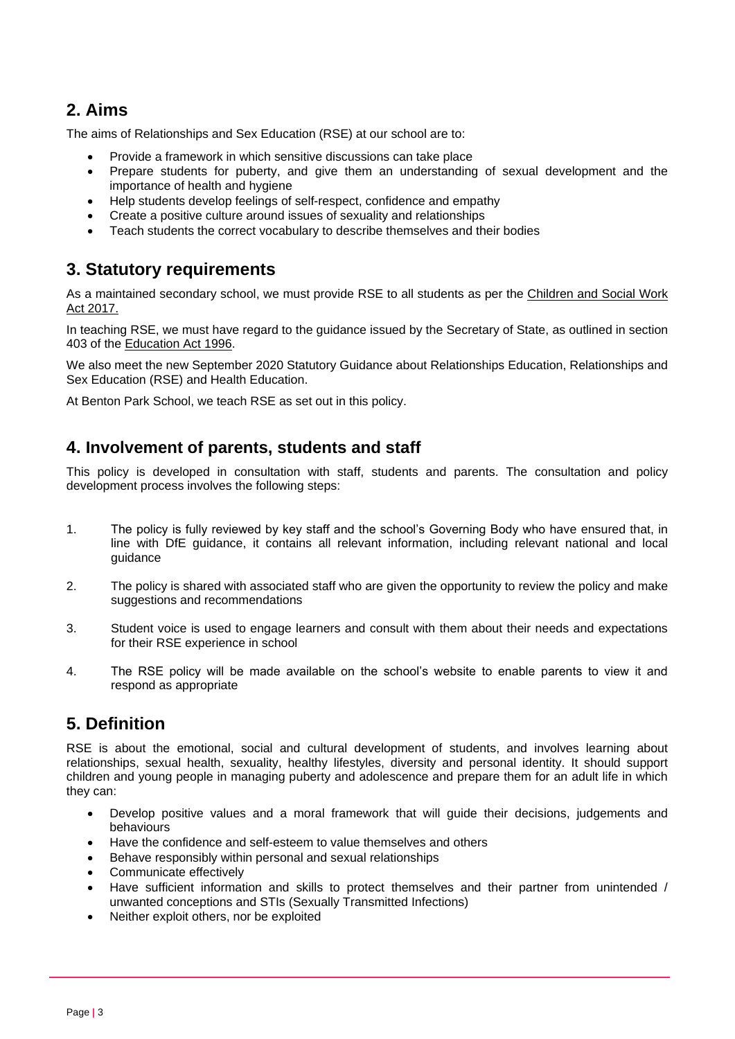## 2. Aims

The aims of Relationships and Sex Education (RSE) at our school are to:

- Provide a framework in which sensitive discussions can take place
- Prepare students for puberty, and give them an understanding of sexual development and the importance of health and hygiene
- Help students develop feelings of self-respect, confidence and empathy
- Create a positive culture around issues of sexuality and relationships
- Teach students the correct vocabulary to describe themselves and their bodies

## 3. Statutory requirements

As a maintained secondary school, we must provide RSE to all students as per the Children and Social Work Act 2017.

In teaching RSE, we must have regard to the guidance issued by the Secretary of State, as outlined in section 403 of the Education Act 1996.

We also meet the new September 2020 Statutory Guidance about Relationships Education, Relationships and Sex Education (RSE) and Health Education.

At Benton Park School, we teach RSE as set out in this policy.

## 4. Involvement of parents, students and staff

This policy is developed in consultation with staff, students and parents. The consultation and policy development process involves the following steps:

1. The policy is fully reviewed by key staff and the school's Governing Body who have ensured that, in line with DfE guidance, it contains all relevant information, including relevant national and local guidance
2. The policy is shared with associated staff who are given the opportunity to review the policy and make suggestions and recommendations
3. Student voice is used to engage learners and consult with them about their needs and expectations for their RSE experience in school
4. The RSE policy will be made available on the school's website to enable parents to view it and respond as appropriate

## 5. Definition

RSE is about the emotional, social and cultural development of students, and involves learning about relationships, sexual health, sexuality, healthy lifestyles, diversity and personal identity. It should support children and young people in managing puberty and adolescence and prepare them for an adult life in which they can:

- Develop positive values and a moral framework that will guide their decisions, judgements and behaviours
- Have the confidence and self-esteem to value themselves and others
- Behave responsibly within personal and sexual relationships
- Communicate effectively
- Have sufficient information and skills to protect themselves and their partner from unintended / unwanted conceptions and STIs (Sexually Transmitted Infections)
- Neither exploit others, nor be exploited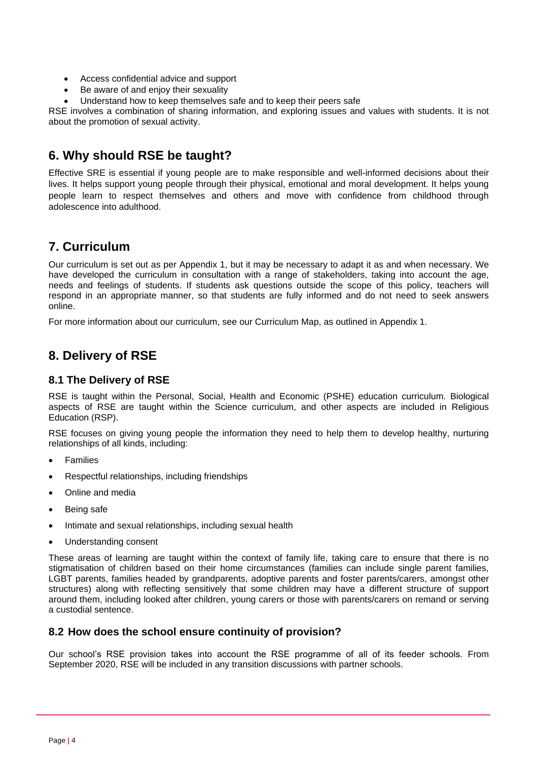- Access confidential advice and support
- Be aware of and enjoy their sexuality
- Understand how to keep themselves safe and to keep their peers safe

RSE involves a combination of sharing information, and exploring issues and values with students. It is not about the promotion of sexual activity.

## 6. Why should RSE be taught?

Effective SRE is essential if young people are to make responsible and well-informed decisions about their lives. It helps support young people through their physical, emotional and moral development. It helps young people learn to respect themselves and others and move with confidence from childhood through adolescence into adulthood.

## 7. Curriculum

Our curriculum is set out as per Appendix 1, but it may be necessary to adapt it as and when necessary. We have developed the curriculum in consultation with a range of stakeholders, taking into account the age, needs and feelings of students. If students ask questions outside the scope of this policy, teachers will respond in an appropriate manner, so that students are fully informed and do not need to seek answers online.

For more information about our curriculum, see our Curriculum Map, as outlined in Appendix 1.

## 8. Delivery of RSE

### 8.1 The Delivery of RSE

RSE is taught within the Personal, Social, Health and Economic (PSHE) education curriculum. Biological aspects of RSE are taught within the Science curriculum, and other aspects are included in Religious Education (RSP).

RSE focuses on giving young people the information they need to help them to develop healthy, nurturing relationships of all kinds, including:

- Families
- Respectful relationships, including friendships
- Online and media
- Being safe
- Intimate and sexual relationships, including sexual health
- Understanding consent

These areas of learning are taught within the context of family life, taking care to ensure that there is no stigmatisation of children based on their home circumstances (families can include single parent families, LGBT parents, families headed by grandparents, adoptive parents and foster parents/carers, amongst other structures) along with reflecting sensitively that some children may have a different structure of support around them, including looked after children, young carers or those with parents/carers on remand or serving a custodial sentence.

### 8.2 How does the school ensure continuity of provision?

Our school's RSE provision takes into account the RSE programme of all of its feeder schools. From September 2020, RSE will be included in any transition discussions with partner schools.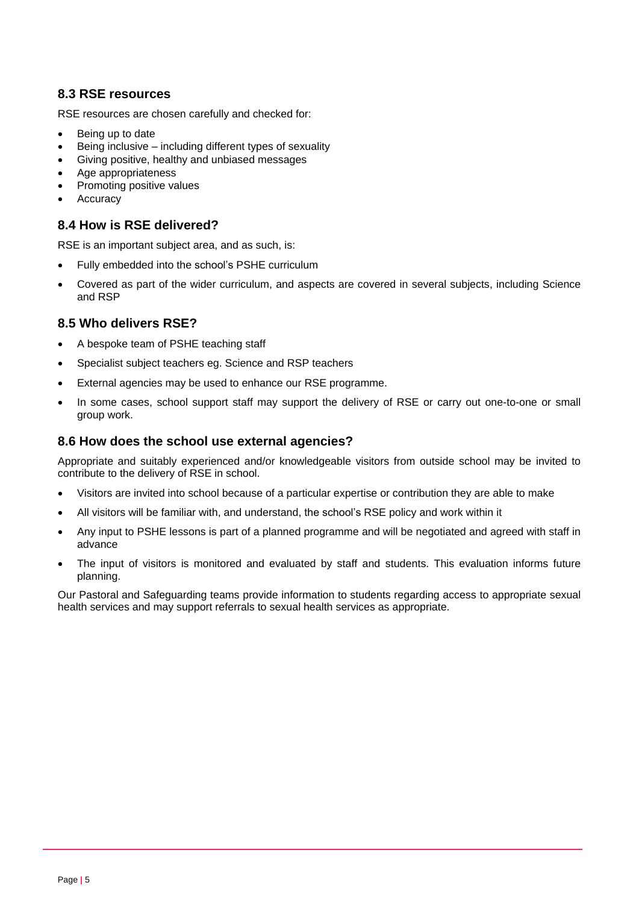### 8.3 RSE resources

RSE resources are chosen carefully and checked for:

- Being up to date
- Being inclusive – including different types of sexuality
- Giving positive, healthy and unbiased messages
- Age appropriateness
- Promoting positive values
- Accuracy

### 8.4 How is RSE delivered?

RSE is an important subject area, and as such, is:

- Fully embedded into the school's PSHE curriculum
- Covered as part of the wider curriculum, and aspects are covered in several subjects, including Science and RSP

### 8.5 Who delivers RSE?

- A bespoke team of PSHE teaching staff
- Specialist subject teachers eg. Science and RSP teachers
- External agencies may be used to enhance our RSE programme.
- In some cases, school support staff may support the delivery of RSE or carry out one-to-one or small group work.

### 8.6 How does the school use external agencies?

Appropriate and suitably experienced and/or knowledgeable visitors from outside school may be invited to contribute to the delivery of RSE in school.

- Visitors are invited into school because of a particular expertise or contribution they are able to make
- All visitors will be familiar with, and understand, the school's RSE policy and work within it
- Any input to PSHE lessons is part of a planned programme and will be negotiated and agreed with staff in advance
- The input of visitors is monitored and evaluated by staff and students. This evaluation informs future planning.

Our Pastoral and Safeguarding teams provide information to students regarding access to appropriate sexual health services and may support referrals to sexual health services as appropriate.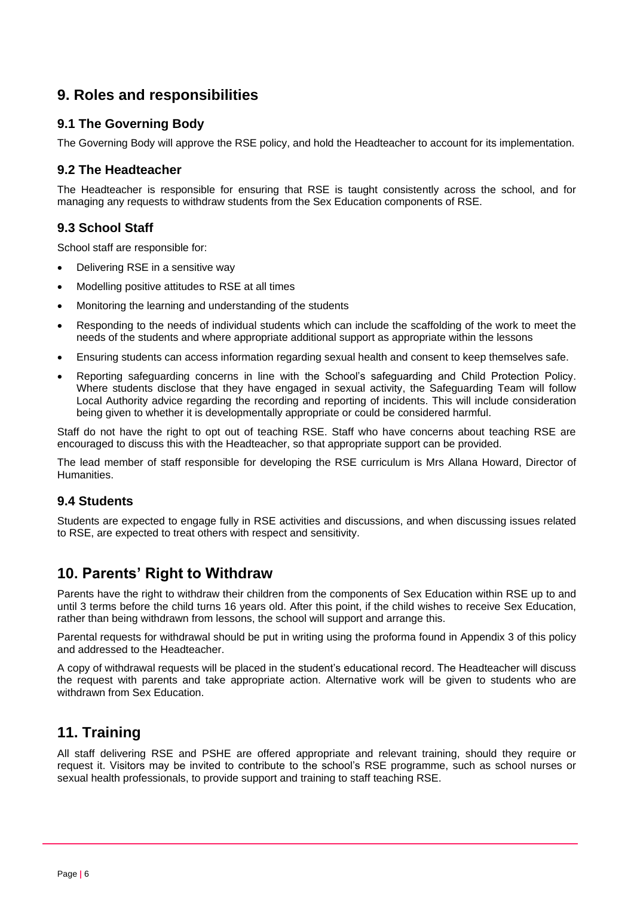## 9. Roles and responsibilities

### 9.1 The Governing Body

The Governing Body will approve the RSE policy, and hold the Headteacher to account for its implementation.

### 9.2 The Headteacher

The Headteacher is responsible for ensuring that RSE is taught consistently across the school, and for managing any requests to withdraw students from the Sex Education components of RSE.

### 9.3 School Staff

School staff are responsible for:

- Delivering RSE in a sensitive way
- Modelling positive attitudes to RSE at all times
- Monitoring the learning and understanding of the students
- Responding to the needs of individual students which can include the scaffolding of the work to meet the needs of the students and where appropriate additional support as appropriate within the lessons
- Ensuring students can access information regarding sexual health and consent to keep themselves safe.
- Reporting safeguarding concerns in line with the School's safeguarding and Child Protection Policy. Where students disclose that they have engaged in sexual activity, the Safeguarding Team will follow Local Authority advice regarding the recording and reporting of incidents. This will include consideration being given to whether it is developmentally appropriate or could be considered harmful.

Staff do not have the right to opt out of teaching RSE. Staff who have concerns about teaching RSE are encouraged to discuss this with the Headteacher, so that appropriate support can be provided.

The lead member of staff responsible for developing the RSE curriculum is Mrs Allana Howard, Director of Humanities.

### 9.4 Students

Students are expected to engage fully in RSE activities and discussions, and when discussing issues related to RSE, are expected to treat others with respect and sensitivity.

## 10. Parents' Right to Withdraw

Parents have the right to withdraw their children from the components of Sex Education within RSE up to and until 3 terms before the child turns 16 years old. After this point, if the child wishes to receive Sex Education, rather than being withdrawn from lessons, the school will support and arrange this.

Parental requests for withdrawal should be put in writing using the proforma found in Appendix 3 of this policy and addressed to the Headteacher.

A copy of withdrawal requests will be placed in the student's educational record. The Headteacher will discuss the request with parents and take appropriate action. Alternative work will be given to students who are withdrawn from Sex Education.

## 11. Training

All staff delivering RSE and PSHE are offered appropriate and relevant training, should they require or request it. Visitors may be invited to contribute to the school's RSE programme, such as school nurses or sexual health professionals, to provide support and training to staff teaching RSE.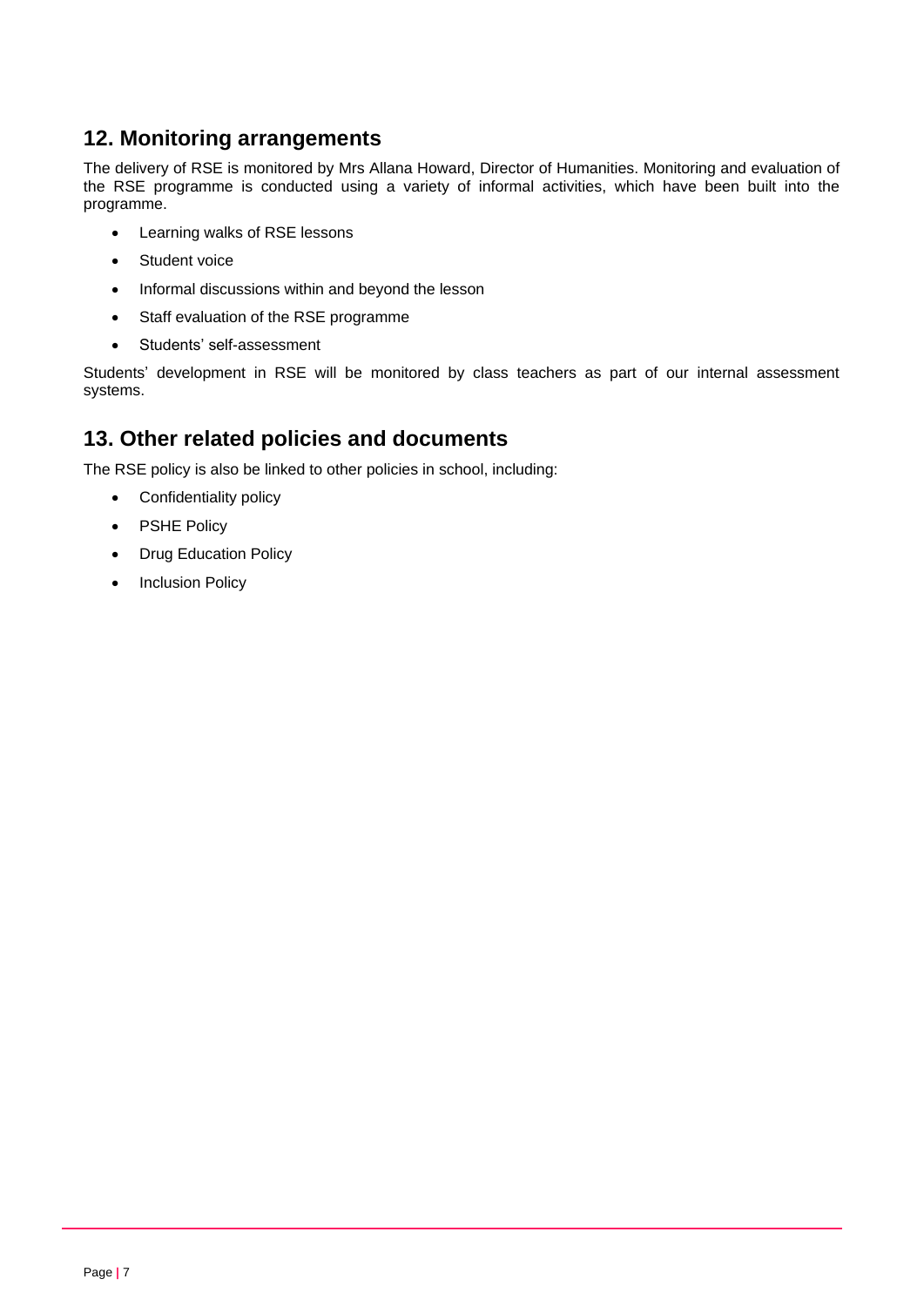## 12. Monitoring arrangements

The delivery of RSE is monitored by Mrs Allana Howard, Director of Humanities. Monitoring and evaluation of the RSE programme is conducted using a variety of informal activities, which have been built into the programme.

- Learning walks of RSE lessons
- Student voice
- Informal discussions within and beyond the lesson
- Staff evaluation of the RSE programme
- Students' self-assessment

Students' development in RSE will be monitored by class teachers as part of our internal assessment systems.

## 13. Other related policies and documents

The RSE policy is also be linked to other policies in school, including:

- Confidentiality policy
- PSHE Policy
- Drug Education Policy
- Inclusion Policy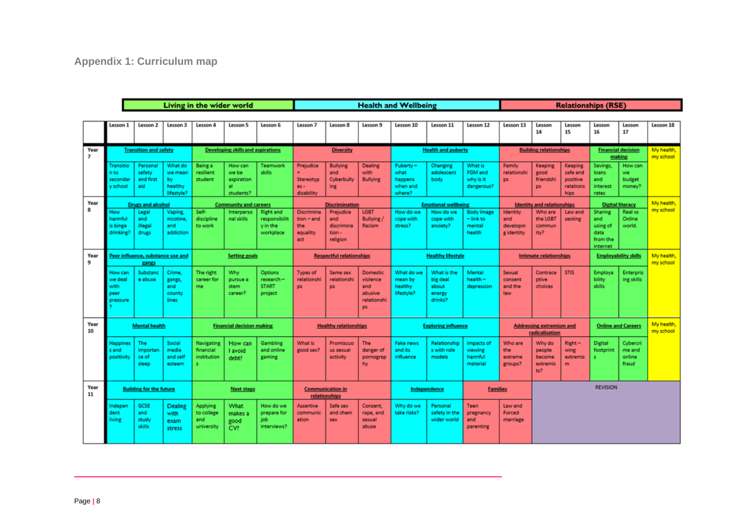## Appendix 1: Curriculum map

| | Living in the wider world | | | | | | Health and Wellbeing | | | | | | Relationships (RSE) | | | | | |
|---|---|---|---|---|---|---|---|---|---|---|---|---|---|---|---|---|---|---|
| | Lesson 1 | Lesson 2 | Lesson 3 | Lesson 4 | Lesson 5 | Lesson 6 | Lesson 7 | Lesson 8 | Lesson 9 | Lesson 10 | Lesson 11 | Lesson 12 | Lesson 13 | Lesson 14 | Lesson 15 | Lesson 16 | Lesson 17 | Lesson 18 |
| Year 7 | Transition and safety | | | Developing skills and aspirations | | | Diversity | | | Health and puberty | | | Building relationships | | | Financial decision making | | My health, my school |
| | Transition to secondary school | Personal safety and first aid | What do we mean by healthy lifestyle? | Being a resilient student | How can we be aspirational students? | Teamwork skills | Prejudice + Stereotypes - disability | Bullying and Cyberbullying | Dealing with Bullying | Puberty – what happens when and where? | Changing adolescent body | What is FGM and why is it dangerous? | Family relationships | Keeping good friendships | Keeping safe and positive relationships | Savings, loans and interest rates | How can we budget money? | |
| Year 8 | Drugs and alcohol | | | Community and careers | | | Discrimination | | | Emotional wellbeing | | | Identity and relationships | | | Digital literacy | | My health, my school |
| | How harmful is binge drinking? | Legal and illegal drugs | Vaping, nicotine, and addiction | Self-discipline to work | Interpersonal skills | Right and responsibility in the workplace | Discrimination – and the equality act | Prejudice and discrimination - religion | LGBT Bullying / Racism | How do we cope with stress? | How do we cope with anxiety? | Body Image – link to mental health | Identity and developing identity | Who are the LGBT community? | Law and sexting | Sharing and using of data from the internet | Real vs Online world. | |
| Year 9 | Peer influence, substance use and gangs | | | Setting goals | | | Respectful relationships | | | Healthy lifestyle | | | Intimate relationships | | | Employability skills | | My health, my school |
| | How can we deal with peer pressure? | Substance abuse | Crime, gangs, and county lines | The right career for me | Why pursue a stem career? | Options research – START project | Types of relationships | Same sex relationships | Domestic violence and abusive relationships | What do we mean by healthy lifestyle? | What is the big deal about energy drinks? | Mental health – depression | Sexual consent and the law | Contraceptive choices | STIS | Employability skills | Enterprising skills | |
| Year 10 | Mental health | | | Financial decision making | | | Healthy relationships | | | Exploring influence | | | Addressing extremism and radicalisation | | | Online and Careers | | My health, my school |
| | Happiness and positivity | The importance of sleep | Social media and self esteem | Navigating financial institutions | How can I avoid debt? | Gambling and online gaming | What is good sex? | Promiscuous sexual activity | The danger of pornography | Fake news and its influence | Relationships with role models | Impacts of viewing harmful material | Who are the extreme groups? | Why do people become extremists? | Right – wing extremism | Digital footprints | Cybercrime and online fraud | |
| Year 11 | Building for the future | | | Next steps | | | Communication in relationships | | | Independence | | Families | | REVISION | | | | |
| | Independent living | GCSE and study skills | Dealing with exam stress | Applying to college and university | What makes a good CV? | How do we prepare for job interviews? | Assertive communication | Safe sex and chem sex | Consent, rape, and sexual abuse | Why do we take risks? | Personal safety in the wider world | Teen pregnancy and parenting | Law and Forced marriage | | | | | |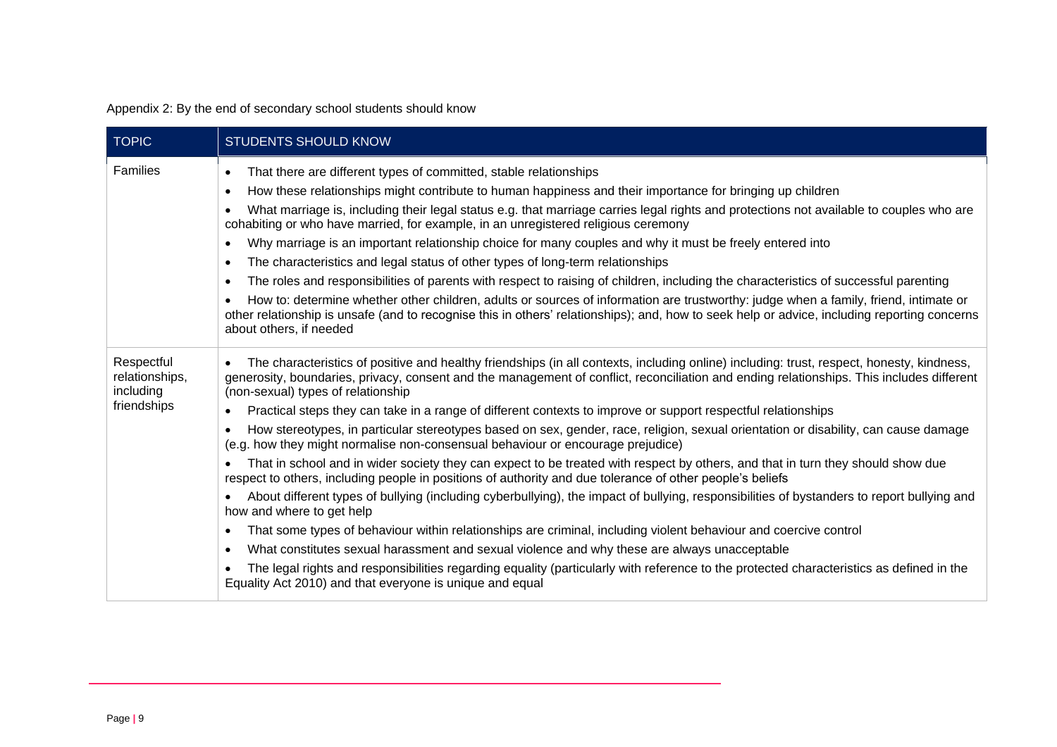Appendix 2: By the end of secondary school students should know

| TOPIC | STUDENTS SHOULD KNOW |
| --- | --- |
| Families | • That there are different types of committed, stable relationships<br>• How these relationships might contribute to human happiness and their importance for bringing up children<br>• What marriage is, including their legal status e.g. that marriage carries legal rights and protections not available to couples who are cohabiting or who have married, for example, in an unregistered religious ceremony<br>• Why marriage is an important relationship choice for many couples and why it must be freely entered into<br>• The characteristics and legal status of other types of long-term relationships<br>• The roles and responsibilities of parents with respect to raising of children, including the characteristics of successful parenting<br>• How to: determine whether other children, adults or sources of information are trustworthy: judge when a family, friend, intimate or other relationship is unsafe (and to recognise this in others' relationships); and, how to seek help or advice, including reporting concerns about others, if needed |
| Respectful relationships, including friendships | • The characteristics of positive and healthy friendships (in all contexts, including online) including: trust, respect, honesty, kindness, generosity, boundaries, privacy, consent and the management of conflict, reconciliation and ending relationships. This includes different (non-sexual) types of relationship<br>• Practical steps they can take in a range of different contexts to improve or support respectful relationships<br>• How stereotypes, in particular stereotypes based on sex, gender, race, religion, sexual orientation or disability, can cause damage (e.g. how they might normalise non-consensual behaviour or encourage prejudice)<br>• That in school and in wider society they can expect to be treated with respect by others, and that in turn they should show due respect to others, including people in positions of authority and due tolerance of other people's beliefs<br>• About different types of bullying (including cyberbullying), the impact of bullying, responsibilities of bystanders to report bullying and how and where to get help<br>• That some types of behaviour within relationships are criminal, including violent behaviour and coercive control<br>• What constitutes sexual harassment and sexual violence and why these are always unacceptable<br>• The legal rights and responsibilities regarding equality (particularly with reference to the protected characteristics as defined in the Equality Act 2010) and that everyone is unique and equal |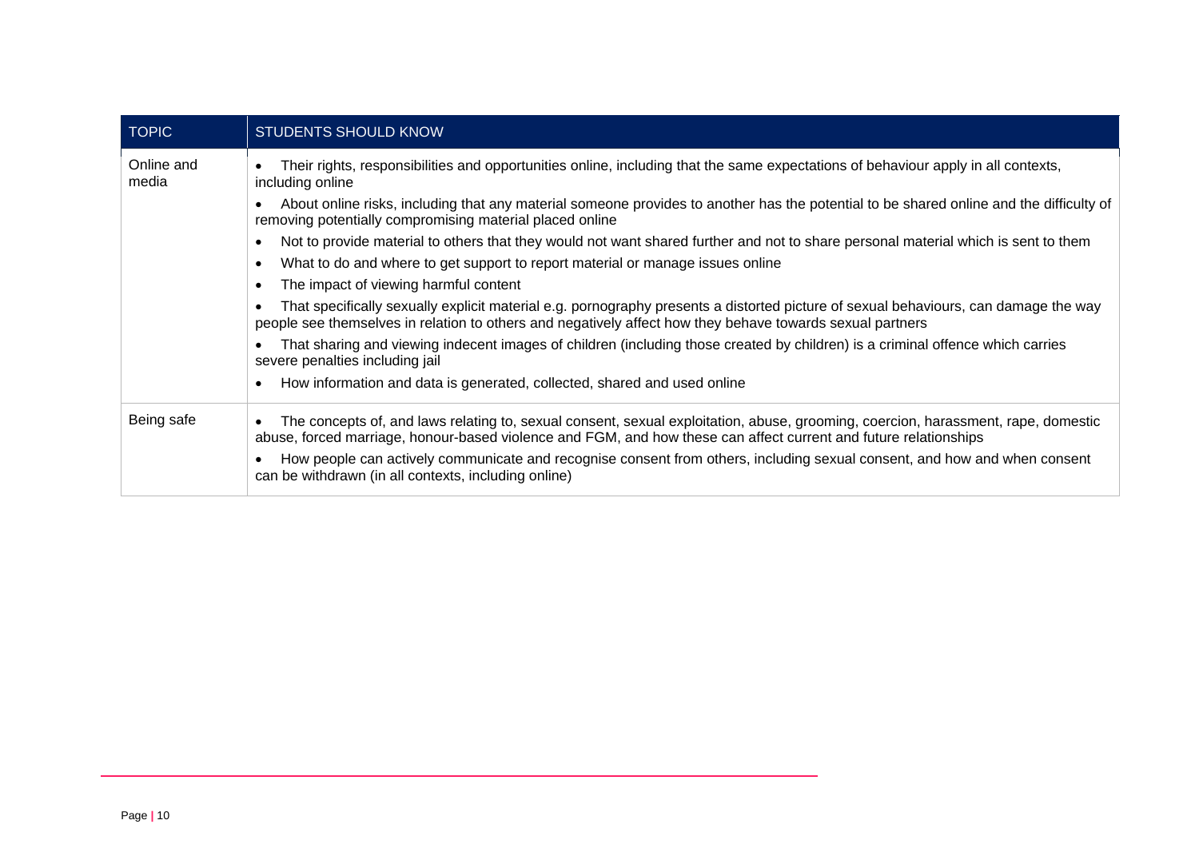| TOPIC | STUDENTS SHOULD KNOW |
| --- | --- |
| Online and media | • Their rights, responsibilities and opportunities online, including that the same expectations of behaviour apply in all contexts, including online<br>• About online risks, including that any material someone provides to another has the potential to be shared online and the difficulty of removing potentially compromising material placed online<br>• Not to provide material to others that they would not want shared further and not to share personal material which is sent to them<br>• What to do and where to get support to report material or manage issues online<br>• The impact of viewing harmful content<br>• That specifically sexually explicit material e.g. pornography presents a distorted picture of sexual behaviours, can damage the way people see themselves in relation to others and negatively affect how they behave towards sexual partners<br>• That sharing and viewing indecent images of children (including those created by children) is a criminal offence which carries severe penalties including jail<br>• How information and data is generated, collected, shared and used online |
| Being safe | • The concepts of, and laws relating to, sexual consent, sexual exploitation, abuse, grooming, coercion, harassment, rape, domestic abuse, forced marriage, honour-based violence and FGM, and how these can affect current and future relationships<br>• How people can actively communicate and recognise consent from others, including sexual consent, and how and when consent can be withdrawn (in all contexts, including online) |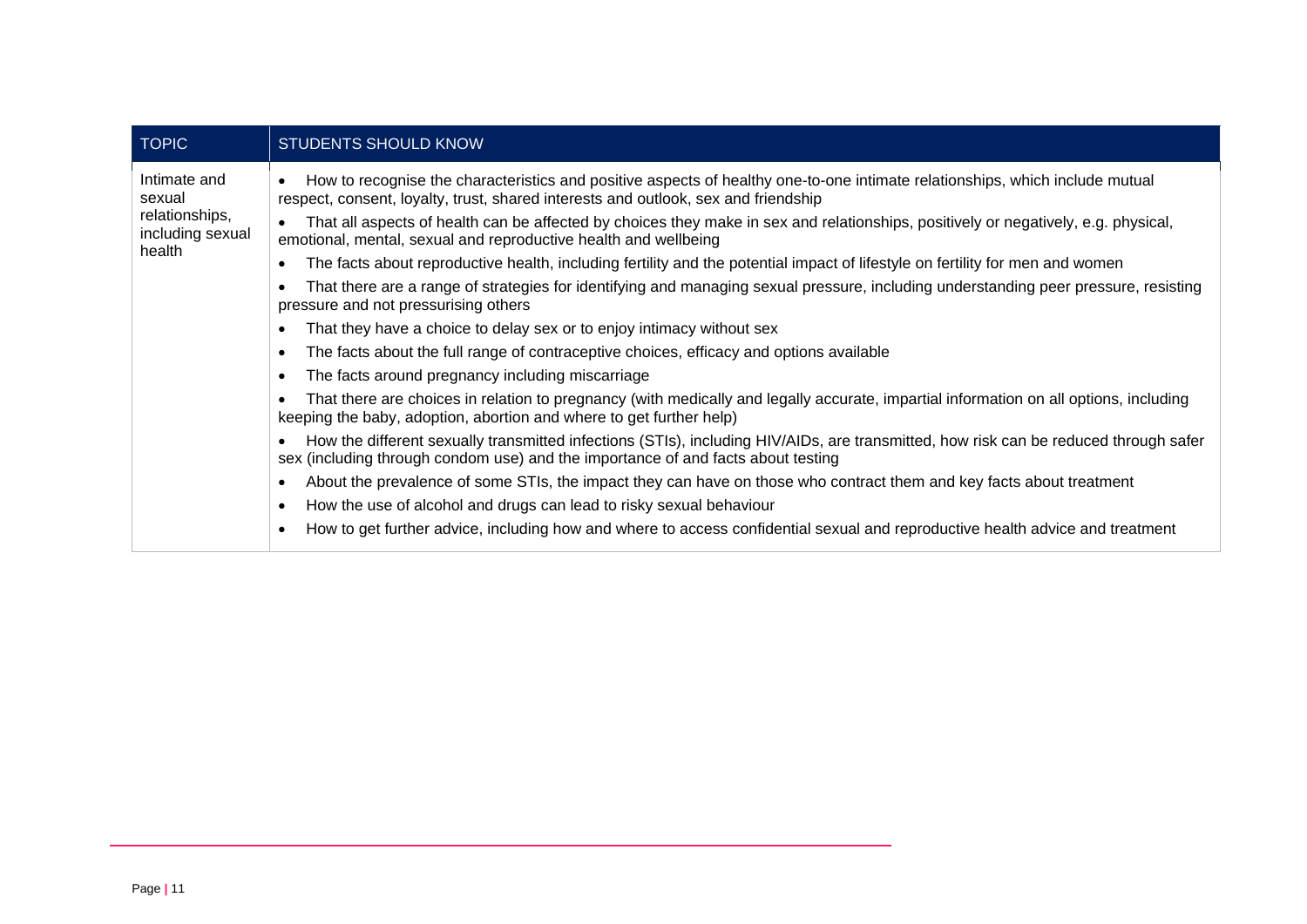| TOPIC | STUDENTS SHOULD KNOW |
|---|---|
| Intimate and sexual relationships, including sexual health | • How to recognise the characteristics and positive aspects of healthy one-to-one intimate relationships, which include mutual respect, consent, loyalty, trust, shared interests and outlook, sex and friendship<br>• That all aspects of health can be affected by choices they make in sex and relationships, positively or negatively, e.g. physical, emotional, mental, sexual and reproductive health and wellbeing<br>• The facts about reproductive health, including fertility and the potential impact of lifestyle on fertility for men and women<br>• That there are a range of strategies for identifying and managing sexual pressure, including understanding peer pressure, resisting pressure and not pressurising others<br>• That they have a choice to delay sex or to enjoy intimacy without sex<br>• The facts about the full range of contraceptive choices, efficacy and options available<br>• The facts around pregnancy including miscarriage<br>• That there are choices in relation to pregnancy (with medically and legally accurate, impartial information on all options, including keeping the baby, adoption, abortion and where to get further help)<br>• How the different sexually transmitted infections (STIs), including HIV/AIDs, are transmitted, how risk can be reduced through safer sex (including through condom use) and the importance of and facts about testing<br>• About the prevalence of some STIs, the impact they can have on those who contract them and key facts about treatment<br>• How the use of alcohol and drugs can lead to risky sexual behaviour<br>• How to get further advice, including how and where to access confidential sexual and reproductive health advice and treatment |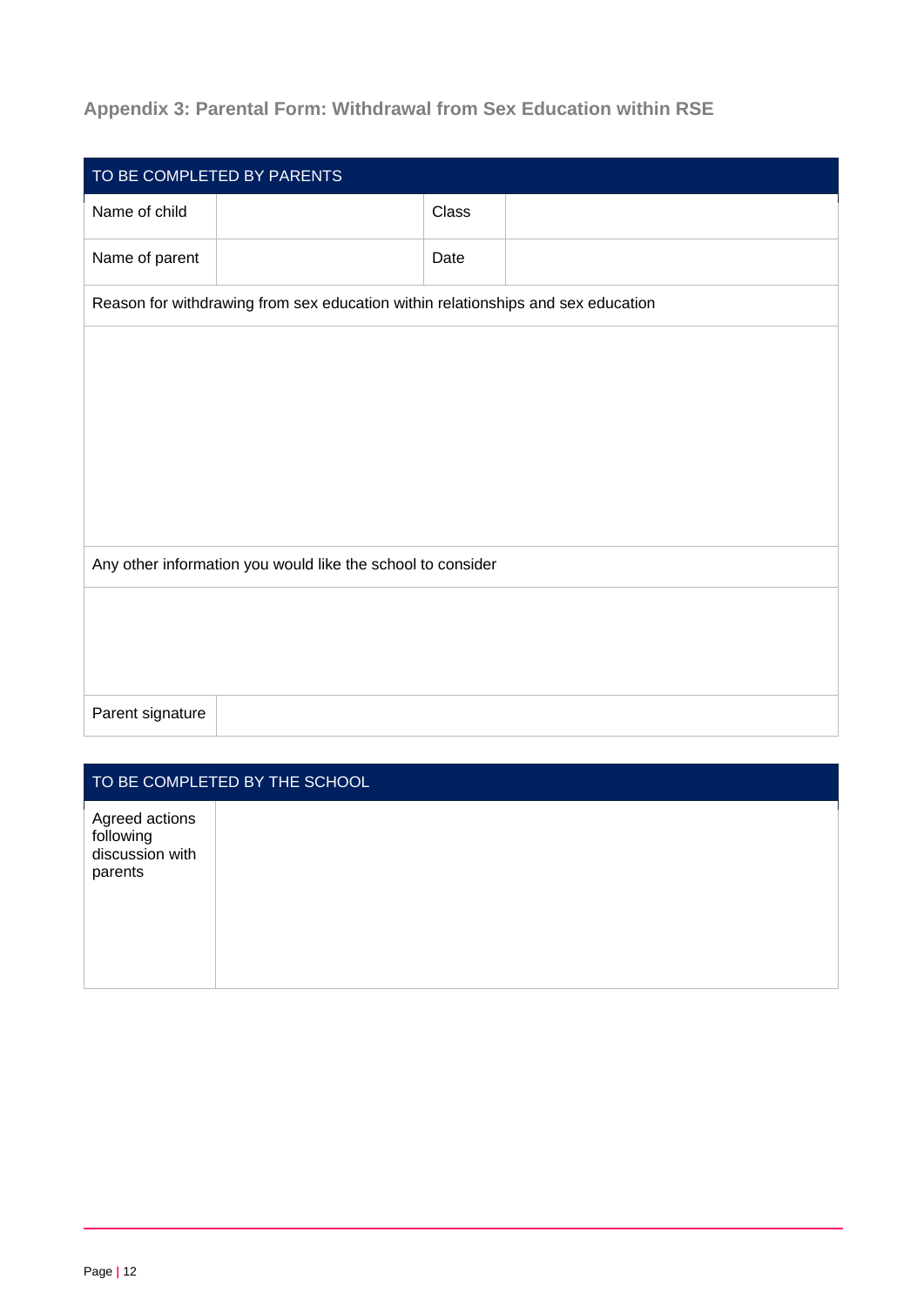## Appendix 3: Parental Form: Withdrawal from Sex Education within RSE

| TO BE COMPLETED BY PARENTS | | | |
|---|---|---|---|
| Name of child | | Class | |
| Name of parent | | Date | |
| Reason for withdrawing from sex education within relationships and sex education | | | |
| | | | |
| Any other information you would like the school to consider | | | |
| | | | |
| Parent signature | | | |

| TO BE COMPLETED BY THE SCHOOL | |
|---|---|
| Agreed actions following discussion with parents | |